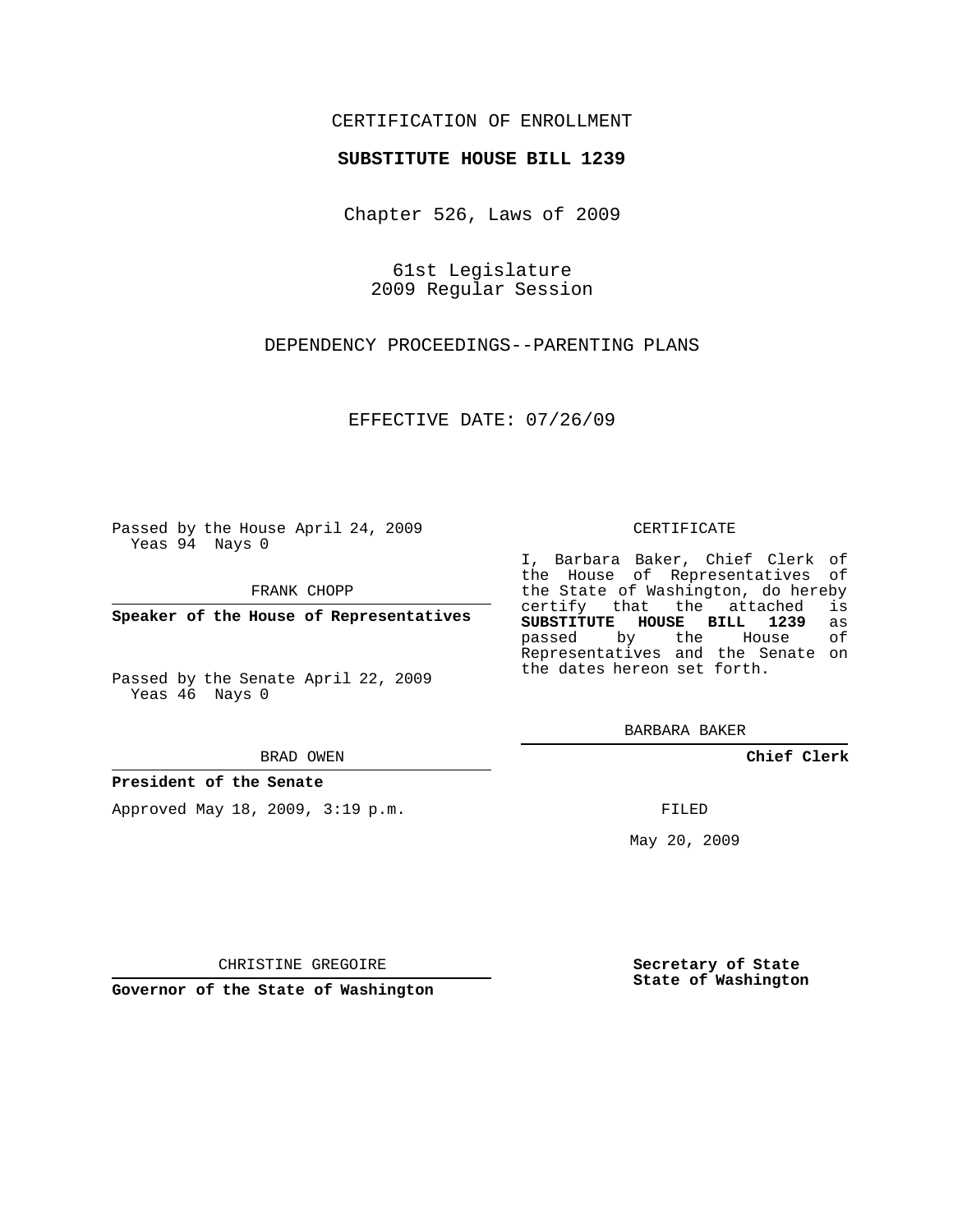CERTIFICATION OF ENROLLMENT

**SUBSTITUTE HOUSE BILL 1239**

Chapter 526, Laws of 2009

61st Legislature
2009 Regular Session

DEPENDENCY PROCEEDINGS--PARENTING PLANS

EFFECTIVE DATE: 07/26/09

Passed by the House April 24, 2009
Yeas 94 Nays 0

FRANK CHOPP

**Speaker of the House of Representatives**

Passed by the Senate April 22, 2009
Yeas 46 Nays 0

BRAD OWEN

**President of the Senate**

Approved May 18, 2009, 3:19 p.m.

CHRISTINE GREGOIRE

**Governor of the State of Washington**

CERTIFICATE

I, Barbara Baker, Chief Clerk of the House of Representatives of the State of Washington, do hereby certify that the attached is **SUBSTITUTE HOUSE BILL 1239** as passed by the House of Representatives and the Senate on the dates hereon set forth.

BARBARA BAKER

**Chief Clerk**

FILED

May 20, 2009

**Secretary of State**
**State of Washington**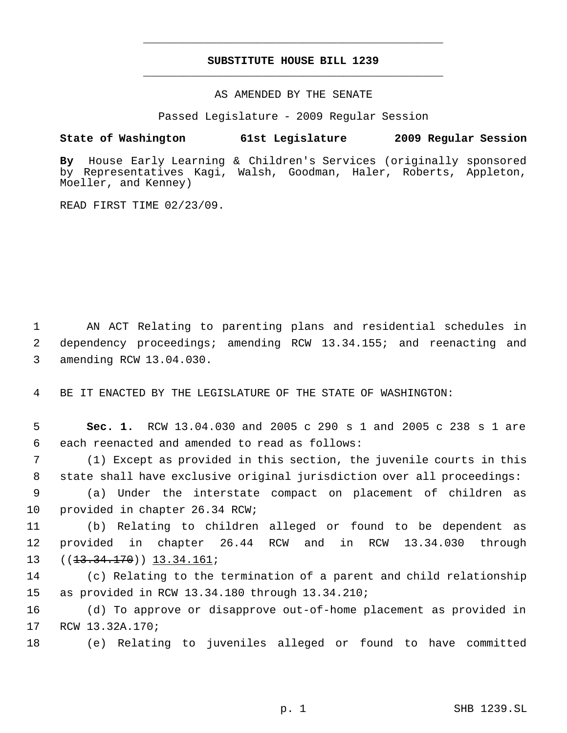# SUBSTITUTE HOUSE BILL 1239

AS AMENDED BY THE SENATE

Passed Legislature - 2009 Regular Session

**State of Washington 61st Legislature 2009 Regular Session**

**By** House Early Learning & Children's Services (originally sponsored by Representatives Kagi, Walsh, Goodman, Haler, Roberts, Appleton, Moeller, and Kenney)

READ FIRST TIME 02/23/09.

AN ACT Relating to parenting plans and residential schedules in dependency proceedings; amending RCW 13.34.155; and reenacting and amending RCW 13.04.030.

BE IT ENACTED BY THE LEGISLATURE OF THE STATE OF WASHINGTON:

**Sec. 1.** RCW 13.04.030 and 2005 c 290 s 1 and 2005 c 238 s 1 are each reenacted and amended to read as follows:

(1) Except as provided in this section, the juvenile courts in this state shall have exclusive original jurisdiction over all proceedings:

(a) Under the interstate compact on placement of children as provided in chapter 26.34 RCW;

(b) Relating to children alleged or found to be dependent as provided in chapter 26.44 RCW and in RCW 13.34.030 through ((~~13.34.170~~)) <u>13.34.161</u>;

(c) Relating to the termination of a parent and child relationship as provided in RCW 13.34.180 through 13.34.210;

(d) To approve or disapprove out-of-home placement as provided in RCW 13.32A.170;

(e) Relating to juveniles alleged or found to have committed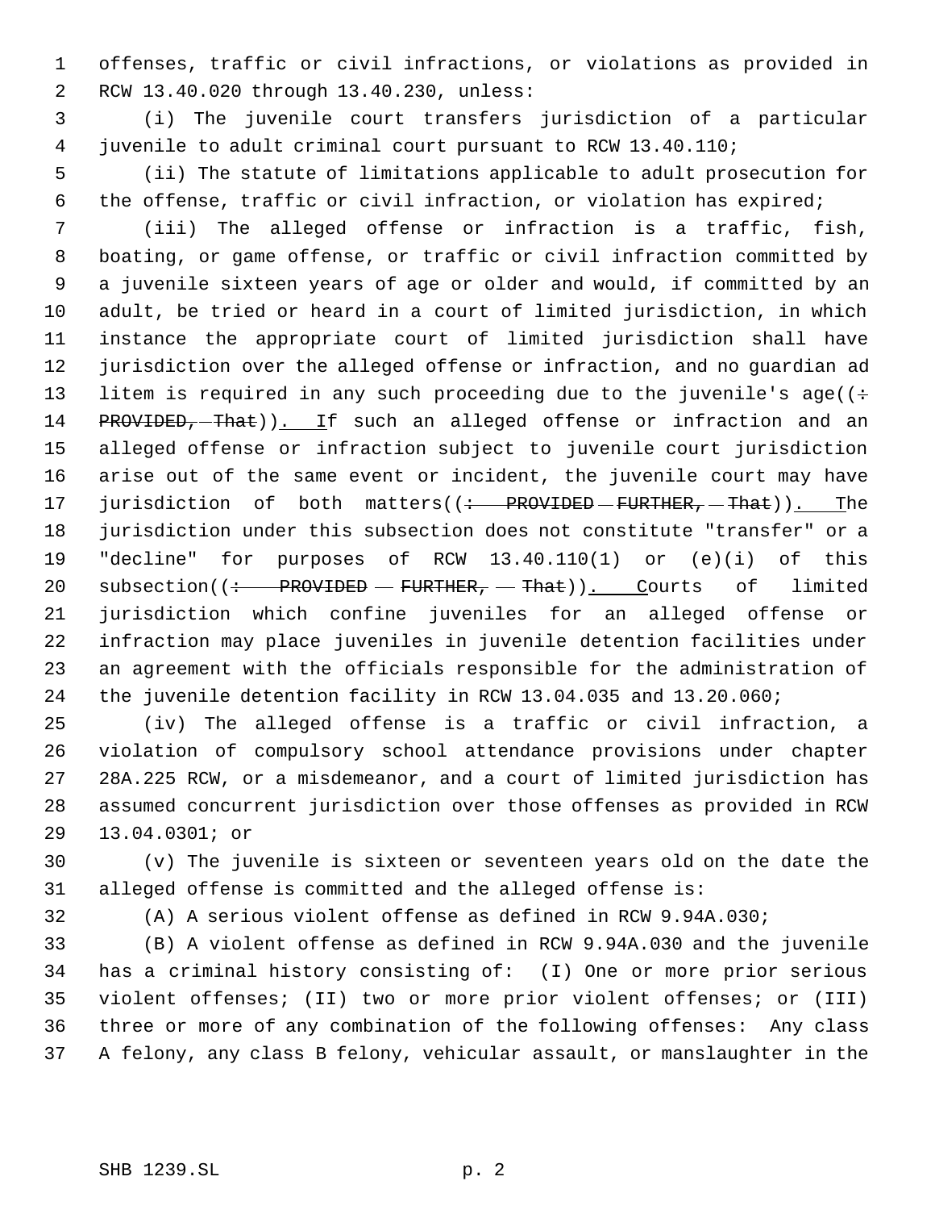offenses, traffic or civil infractions, or violations as provided in RCW 13.40.020 through 13.40.230, unless:

(i) The juvenile court transfers jurisdiction of a particular juvenile to adult criminal court pursuant to RCW 13.40.110;

(ii) The statute of limitations applicable to adult prosecution for the offense, traffic or civil infraction, or violation has expired;

(iii) The alleged offense or infraction is a traffic, fish, boating, or game offense, or traffic or civil infraction committed by a juvenile sixteen years of age or older and would, if committed by an adult, be tried or heard in a court of limited jurisdiction, in which instance the appropriate court of limited jurisdiction shall have jurisdiction over the alleged offense or infraction, and no guardian ad litem is required in any such proceeding due to the juvenile's age((~~: PROVIDED, That~~)). If such an alleged offense or infraction and an alleged offense or infraction subject to juvenile court jurisdiction arise out of the same event or incident, the juvenile court may have jurisdiction of both matters((~~: PROVIDED FURTHER, That~~)). The jurisdiction under this subsection does not constitute "transfer" or a "decline" for purposes of RCW 13.40.110(1) or (e)(i) of this subsection((~~: PROVIDED FURTHER, That~~)). Courts of limited jurisdiction which confine juveniles for an alleged offense or infraction may place juveniles in juvenile detention facilities under an agreement with the officials responsible for the administration of the juvenile detention facility in RCW 13.04.035 and 13.20.060;

(iv) The alleged offense is a traffic or civil infraction, a violation of compulsory school attendance provisions under chapter 28A.225 RCW, or a misdemeanor, and a court of limited jurisdiction has assumed concurrent jurisdiction over those offenses as provided in RCW 13.04.0301; or

(v) The juvenile is sixteen or seventeen years old on the date the alleged offense is committed and the alleged offense is:

(A) A serious violent offense as defined in RCW 9.94A.030;

(B) A violent offense as defined in RCW 9.94A.030 and the juvenile has a criminal history consisting of: (I) One or more prior serious violent offenses; (II) two or more prior violent offenses; or (III) three or more of any combination of the following offenses: Any class A felony, any class B felony, vehicular assault, or manslaughter in the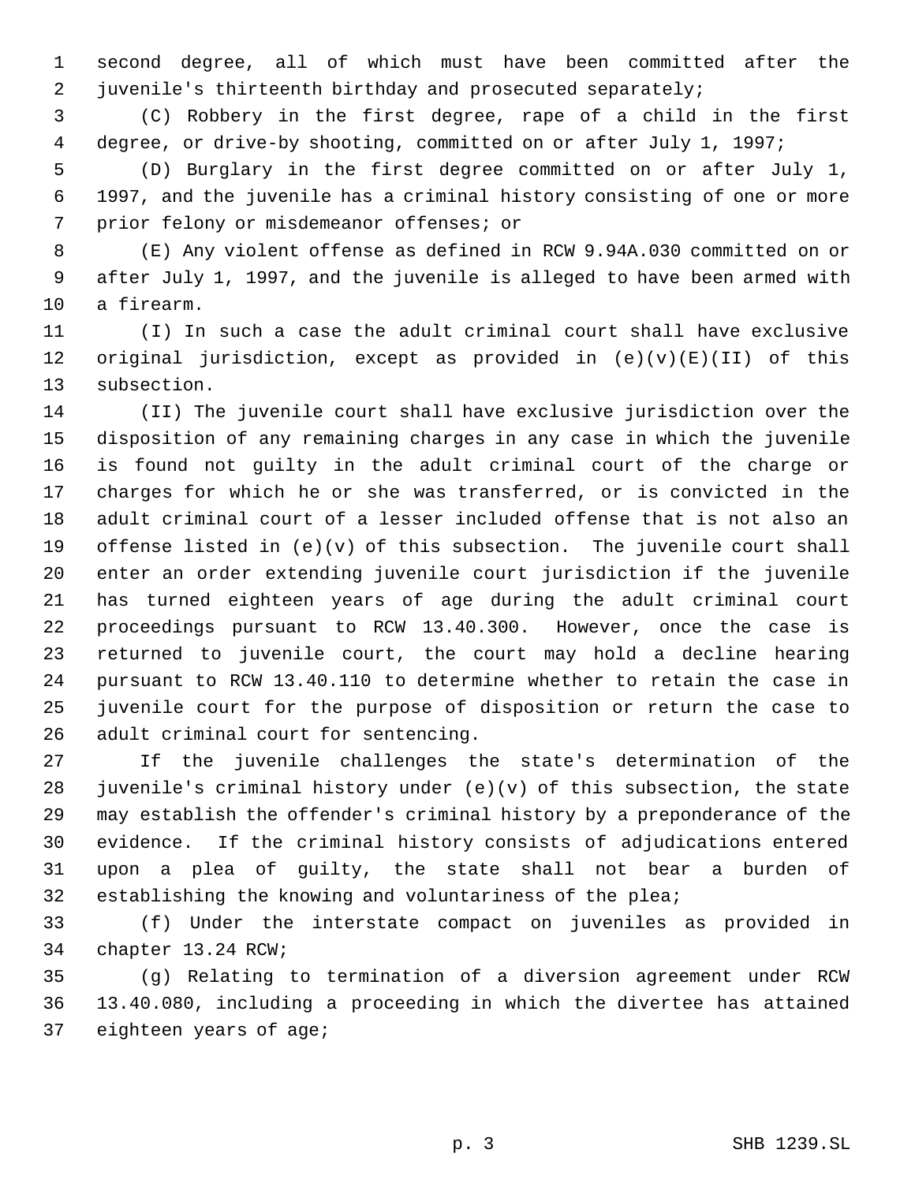second degree, all of which must have been committed after the juvenile's thirteenth birthday and prosecuted separately;

(C) Robbery in the first degree, rape of a child in the first degree, or drive-by shooting, committed on or after July 1, 1997;

(D) Burglary in the first degree committed on or after July 1, 1997, and the juvenile has a criminal history consisting of one or more prior felony or misdemeanor offenses; or

(E) Any violent offense as defined in RCW 9.94A.030 committed on or after July 1, 1997, and the juvenile is alleged to have been armed with a firearm.

(I) In such a case the adult criminal court shall have exclusive original jurisdiction, except as provided in (e)(v)(E)(II) of this subsection.

(II) The juvenile court shall have exclusive jurisdiction over the disposition of any remaining charges in any case in which the juvenile is found not guilty in the adult criminal court of the charge or charges for which he or she was transferred, or is convicted in the adult criminal court of a lesser included offense that is not also an offense listed in (e)(v) of this subsection. The juvenile court shall enter an order extending juvenile court jurisdiction if the juvenile has turned eighteen years of age during the adult criminal court proceedings pursuant to RCW 13.40.300. However, once the case is returned to juvenile court, the court may hold a decline hearing pursuant to RCW 13.40.110 to determine whether to retain the case in juvenile court for the purpose of disposition or return the case to adult criminal court for sentencing.

If the juvenile challenges the state's determination of the juvenile's criminal history under (e)(v) of this subsection, the state may establish the offender's criminal history by a preponderance of the evidence. If the criminal history consists of adjudications entered upon a plea of guilty, the state shall not bear a burden of establishing the knowing and voluntariness of the plea;

(f) Under the interstate compact on juveniles as provided in chapter 13.24 RCW;

(g) Relating to termination of a diversion agreement under RCW 13.40.080, including a proceeding in which the divertee has attained eighteen years of age;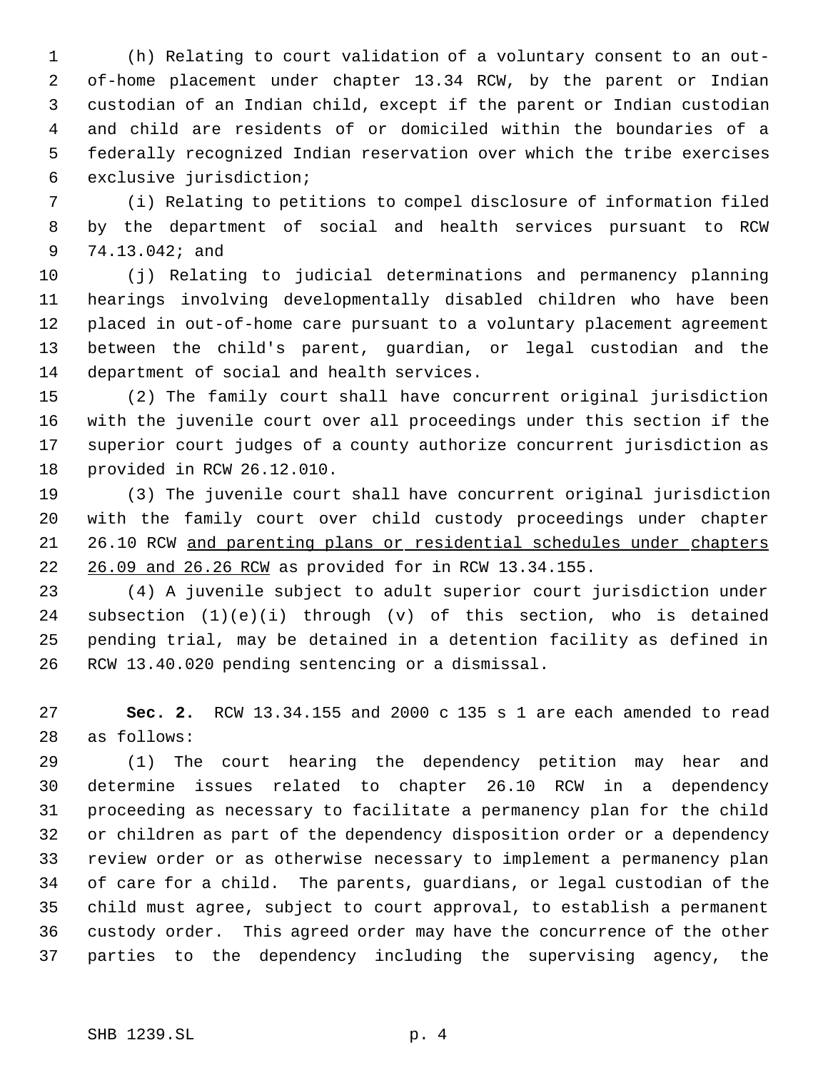(h) Relating to court validation of a voluntary consent to an out-of-home placement under chapter 13.34 RCW, by the parent or Indian custodian of an Indian child, except if the parent or Indian custodian and child are residents of or domiciled within the boundaries of a federally recognized Indian reservation over which the tribe exercises exclusive jurisdiction;

(i) Relating to petitions to compel disclosure of information filed by the department of social and health services pursuant to RCW 74.13.042; and

(j) Relating to judicial determinations and permanency planning hearings involving developmentally disabled children who have been placed in out-of-home care pursuant to a voluntary placement agreement between the child's parent, guardian, or legal custodian and the department of social and health services.

(2) The family court shall have concurrent original jurisdiction with the juvenile court over all proceedings under this section if the superior court judges of a county authorize concurrent jurisdiction as provided in RCW 26.12.010.

(3) The juvenile court shall have concurrent original jurisdiction with the family court over child custody proceedings under chapter 26.10 RCW <u>and parenting plans or residential schedules under chapters 26.09 and 26.26 RCW</u> as provided for in RCW 13.34.155.

(4) A juvenile subject to adult superior court jurisdiction under subsection (1)(e)(i) through (v) of this section, who is detained pending trial, may be detained in a detention facility as defined in RCW 13.40.020 pending sentencing or a dismissal.

**Sec. 2.** RCW 13.34.155 and 2000 c 135 s 1 are each amended to read as follows:

(1) The court hearing the dependency petition may hear and determine issues related to chapter 26.10 RCW in a dependency proceeding as necessary to facilitate a permanency plan for the child or children as part of the dependency disposition order or a dependency review order or as otherwise necessary to implement a permanency plan of care for a child. The parents, guardians, or legal custodian of the child must agree, subject to court approval, to establish a permanent custody order. This agreed order may have the concurrence of the other parties to the dependency including the supervising agency, the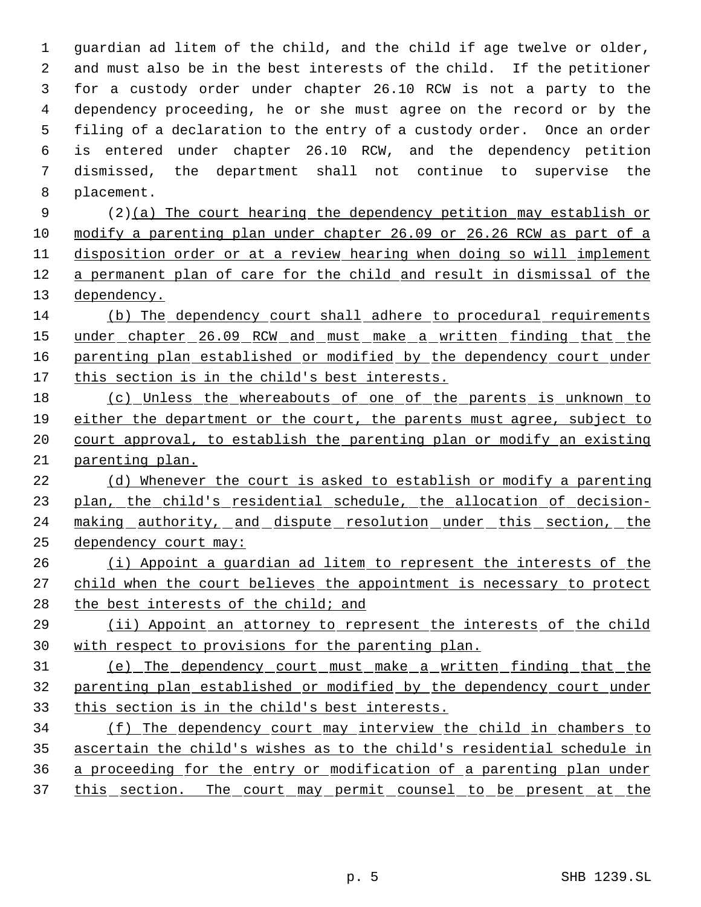guardian ad litem of the child, and the child if age twelve or older, and must also be in the best interests of the child. If the petitioner for a custody order under chapter 26.10 RCW is not a party to the dependency proceeding, he or she must agree on the record or by the filing of a declaration to the entry of a custody order. Once an order is entered under chapter 26.10 RCW, and the dependency petition dismissed, the department shall not continue to supervise the placement.

(2)(a) The court hearing the dependency petition may establish or modify a parenting plan under chapter 26.09 or 26.26 RCW as part of a disposition order or at a review hearing when doing so will implement a permanent plan of care for the child and result in dismissal of the dependency.

(b) The dependency court shall adhere to procedural requirements under chapter 26.09 RCW and must make a written finding that the parenting plan established or modified by the dependency court under this section is in the child's best interests.

(c) Unless the whereabouts of one of the parents is unknown to either the department or the court, the parents must agree, subject to court approval, to establish the parenting plan or modify an existing parenting plan.

(d) Whenever the court is asked to establish or modify a parenting plan, the child's residential schedule, the allocation of decision-making authority, and dispute resolution under this section, the dependency court may:

(i) Appoint a guardian ad litem to represent the interests of the child when the court believes the appointment is necessary to protect the best interests of the child; and

(ii) Appoint an attorney to represent the interests of the child with respect to provisions for the parenting plan.

(e) The dependency court must make a written finding that the parenting plan established or modified by the dependency court under this section is in the child's best interests.

(f) The dependency court may interview the child in chambers to ascertain the child's wishes as to the child's residential schedule in a proceeding for the entry or modification of a parenting plan under this section. The court may permit counsel to be present at the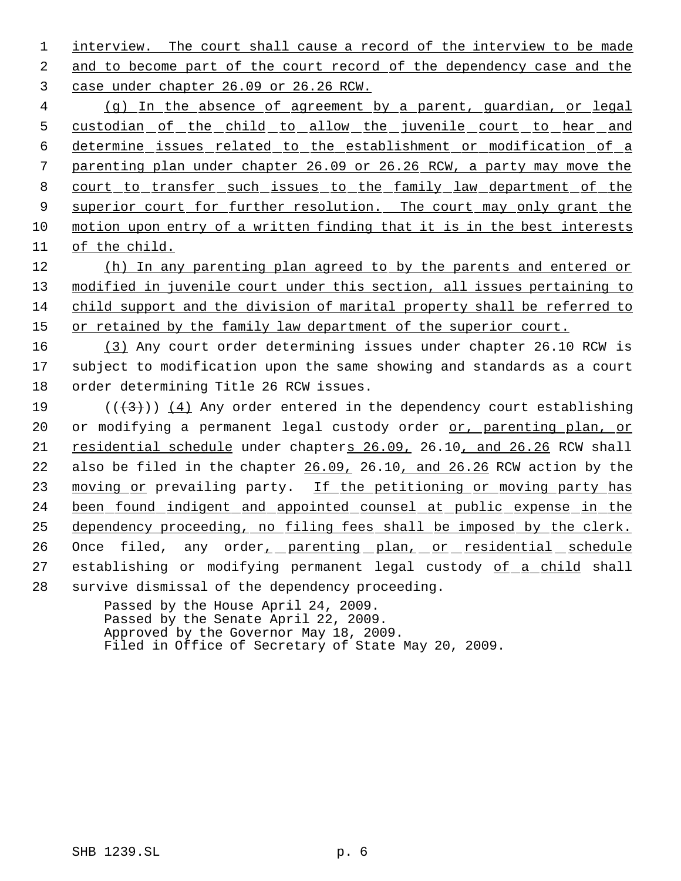interview. The court shall cause a record of the interview to be made and to become part of the court record of the dependency case and the case under chapter 26.09 or 26.26 RCW.

(g) In the absence of agreement by a parent, guardian, or legal custodian of the child to allow the juvenile court to hear and determine issues related to the establishment or modification of a parenting plan under chapter 26.09 or 26.26 RCW, a party may move the court to transfer such issues to the family law department of the superior court for further resolution. The court may only grant the motion upon entry of a written finding that it is in the best interests of the child.

(h) In any parenting plan agreed to by the parents and entered or modified in juvenile court under this section, all issues pertaining to child support and the division of marital property shall be referred to or retained by the family law department of the superior court.

(3) Any court order determining issues under chapter 26.10 RCW is subject to modification upon the same showing and standards as a court order determining Title 26 RCW issues.

(((3))) (4) Any order entered in the dependency court establishing or modifying a permanent legal custody order or, parenting plan, or residential schedule under chapters 26.09, 26.10, and 26.26 RCW shall also be filed in the chapter 26.09, 26.10, and 26.26 RCW action by the moving or prevailing party. If the petitioning or moving party has been found indigent and appointed counsel at public expense in the dependency proceeding, no filing fees shall be imposed by the clerk. Once filed, any order, parenting plan, or residential schedule establishing or modifying permanent legal custody of a child shall survive dismissal of the dependency proceeding.

Passed by the House April 24, 2009.
Passed by the Senate April 22, 2009.
Approved by the Governor May 18, 2009.
Filed in Office of Secretary of State May 20, 2009.